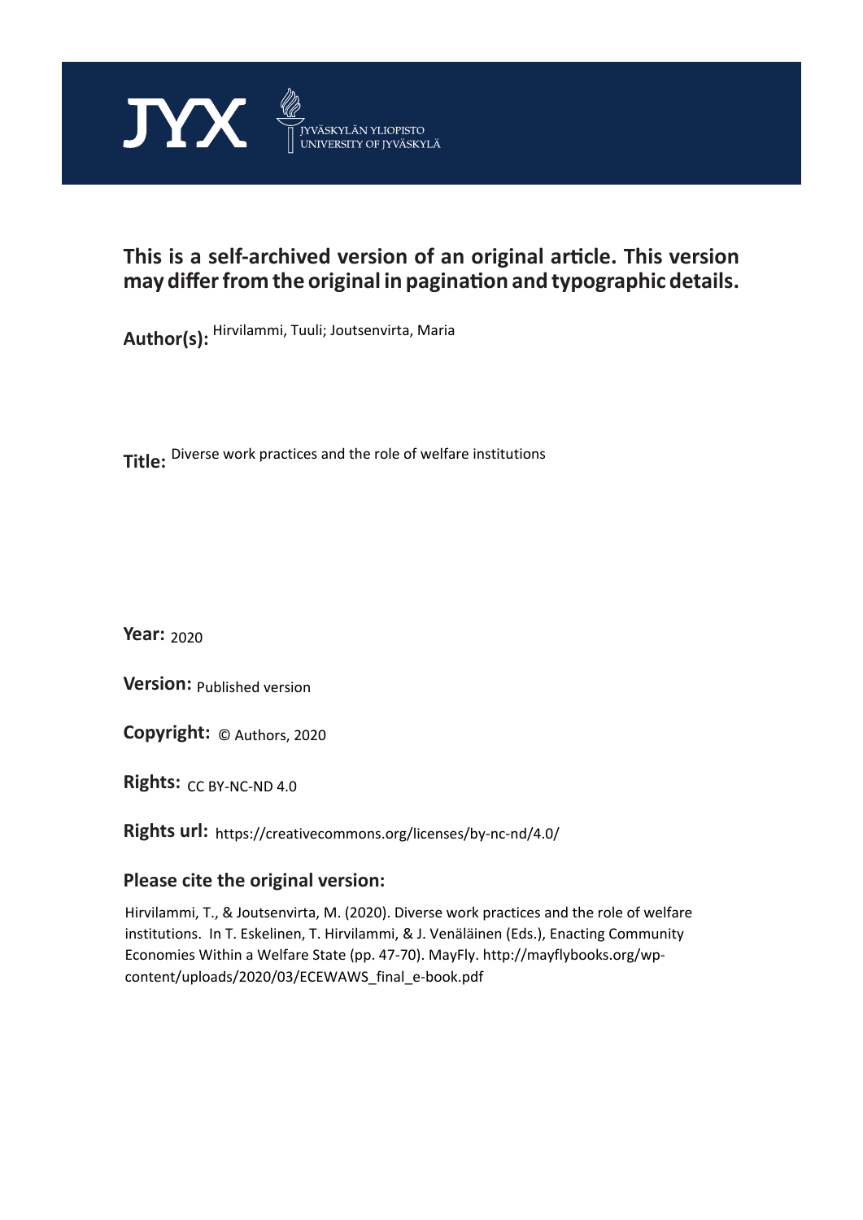JYX JYVÄSKYLÄN YLIOPISTO UNIVERSITY OF JYVÄSKYLÄ

**This is a self-archived version of an original article. This version may differ from the original in pagination and typographic details.**

**Author(s):** Hirvilammi, Tuuli; Joutsenvirta, Maria

**Title:** Diverse work practices and the role of welfare institutions

**Year:** 2020

**Version:** Published version

**Copyright:** © Authors, 2020

**Rights:** CC BY-NC-ND 4.0

**Rights url:** https://creativecommons.org/licenses/by-nc-nd/4.0/

**Please cite the original version:**

Hirvilammi, T., & Joutsenvirta, M. (2020). Diverse work practices and the role of welfare institutions. In T. Eskelinen, T. Hirvilammi, & J. Venäläinen (Eds.), Enacting Community Economies Within a Welfare State (pp. 47-70). MayFly. http://mayflybooks.org/wp-content/uploads/2020/03/ECEWAWS_final_e-book.pdf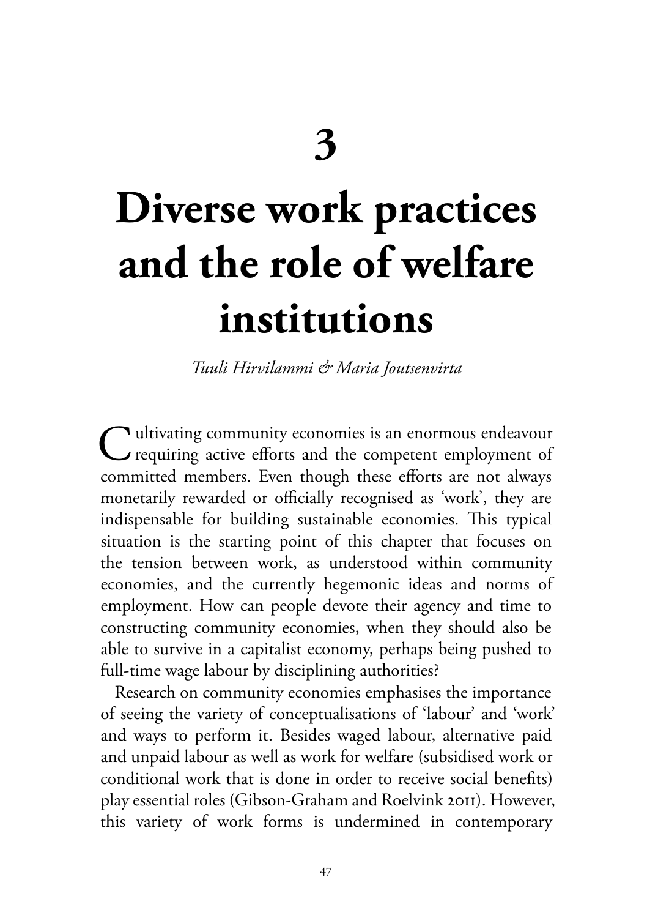# 3

# Diverse work practices and the role of welfare institutions

*Tuuli Hirvilammi & Maria Joutsenvirta*

Cultivating community economies is an enormous endeavour requiring active efforts and the competent employment of committed members. Even though these efforts are not always monetarily rewarded or officially recognised as 'work', they are indispensable for building sustainable economies. This typical situation is the starting point of this chapter that focuses on the tension between work, as understood within community economies, and the currently hegemonic ideas and norms of employment. How can people devote their agency and time to constructing community economies, when they should also be able to survive in a capitalist economy, perhaps being pushed to full-time wage labour by disciplining authorities?

Research on community economies emphasises the importance of seeing the variety of conceptualisations of 'labour' and 'work' and ways to perform it. Besides waged labour, alternative paid and unpaid labour as well as work for welfare (subsidised work or conditional work that is done in order to receive social benefits) play essential roles (Gibson-Graham and Roelvink 2011). However, this variety of work forms is undermined in contemporary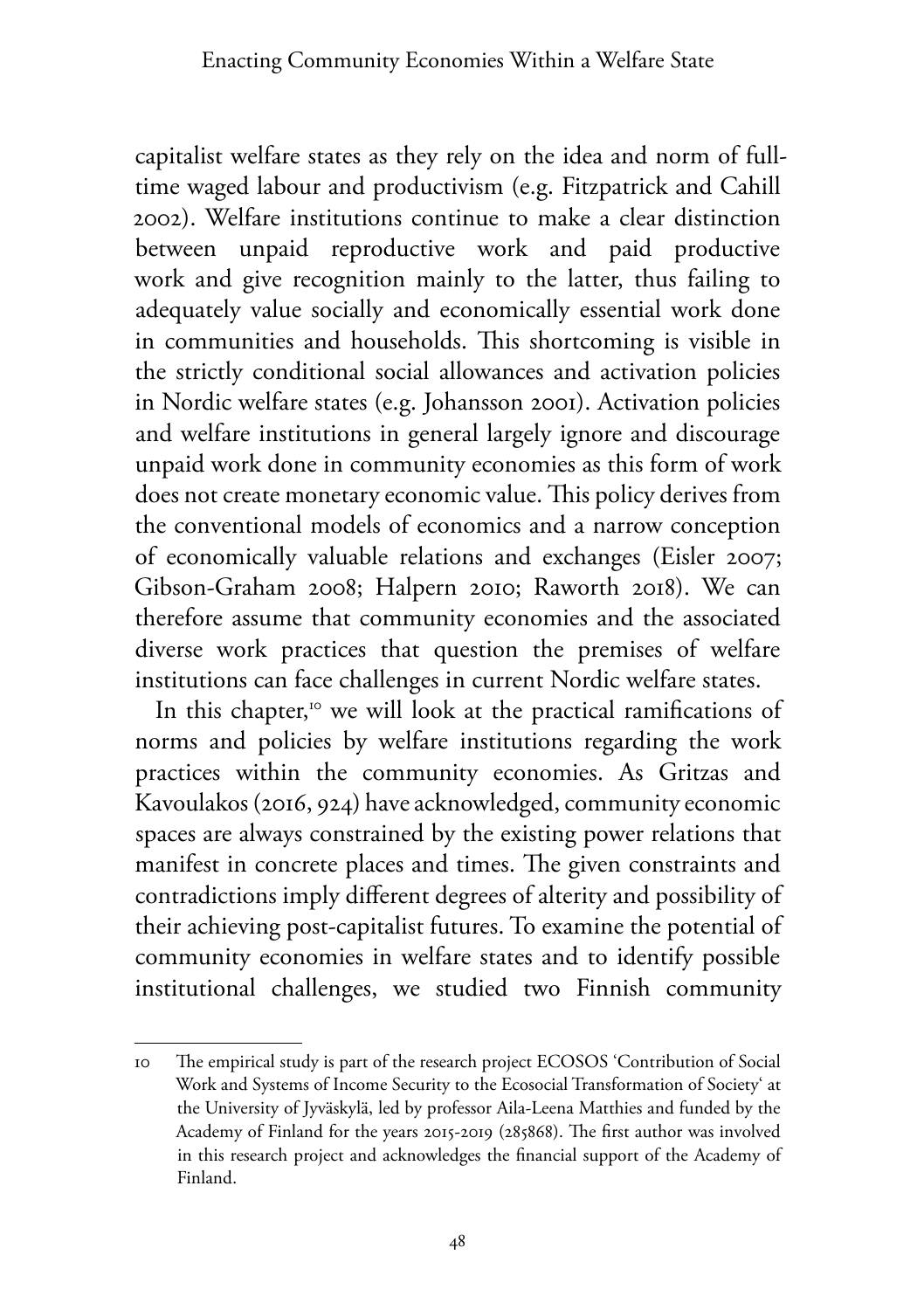capitalist welfare states as they rely on the idea and norm of full-time waged labour and productivism (e.g. Fitzpatrick and Cahill 2002). Welfare institutions continue to make a clear distinction between unpaid reproductive work and paid productive work and give recognition mainly to the latter, thus failing to adequately value socially and economically essential work done in communities and households. This shortcoming is visible in the strictly conditional social allowances and activation policies in Nordic welfare states (e.g. Johansson 2001). Activation policies and welfare institutions in general largely ignore and discourage unpaid work done in community economies as this form of work does not create monetary economic value. This policy derives from the conventional models of economics and a narrow conception of economically valuable relations and exchanges (Eisler 2007; Gibson-Graham 2008; Halpern 2010; Raworth 2018). We can therefore assume that community economies and the associated diverse work practices that question the premises of welfare institutions can face challenges in current Nordic welfare states.

In this chapter,[10] we will look at the practical ramifications of norms and policies by welfare institutions regarding the work practices within the community economies. As Gritzas and Kavoulakos (2016, 924) have acknowledged, community economic spaces are always constrained by the existing power relations that manifest in concrete places and times. The given constraints and contradictions imply different degrees of alterity and possibility of their achieving post-capitalist futures. To examine the potential of community economies in welfare states and to identify possible institutional challenges, we studied two Finnish community

---

10 The empirical study is part of the research project ECOSOS 'Contribution of Social Work and Systems of Income Security to the Ecosocial Transformation of Society' at the University of Jyväskylä, led by professor Aila-Leena Matthies and funded by the Academy of Finland for the years 2015-2019 (285868). The first author was involved in this research project and acknowledges the financial support of the Academy of Finland.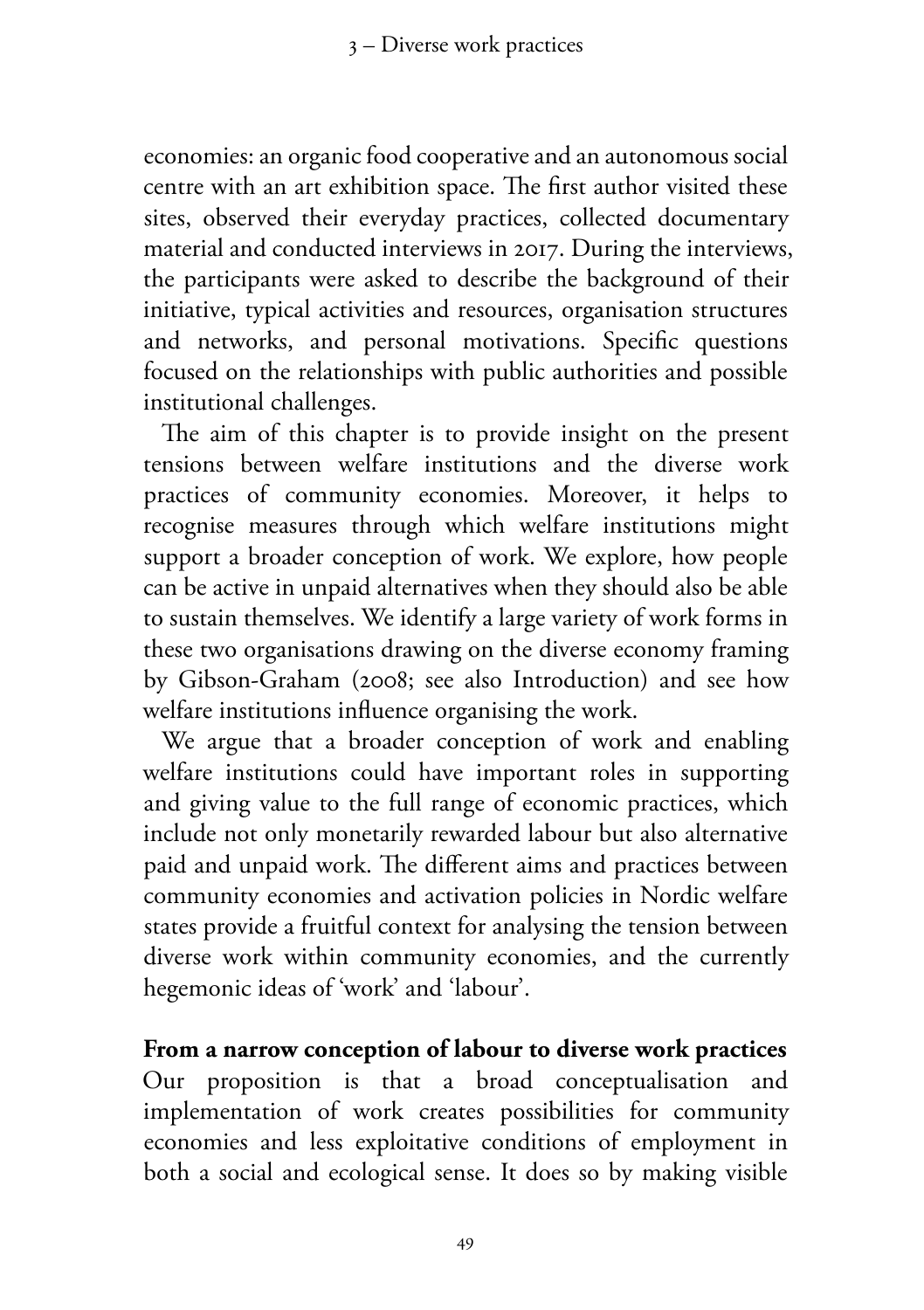economies: an organic food cooperative and an autonomous social centre with an art exhibition space. The first author visited these sites, observed their everyday practices, collected documentary material and conducted interviews in 2017. During the interviews, the participants were asked to describe the background of their initiative, typical activities and resources, organisation structures and networks, and personal motivations. Specific questions focused on the relationships with public authorities and possible institutional challenges.

The aim of this chapter is to provide insight on the present tensions between welfare institutions and the diverse work practices of community economies. Moreover, it helps to recognise measures through which welfare institutions might support a broader conception of work. We explore, how people can be active in unpaid alternatives when they should also be able to sustain themselves. We identify a large variety of work forms in these two organisations drawing on the diverse economy framing by Gibson-Graham (2008; see also Introduction) and see how welfare institutions influence organising the work.

We argue that a broader conception of work and enabling welfare institutions could have important roles in supporting and giving value to the full range of economic practices, which include not only monetarily rewarded labour but also alternative paid and unpaid work. The different aims and practices between community economies and activation policies in Nordic welfare states provide a fruitful context for analysing the tension between diverse work within community economies, and the currently hegemonic ideas of 'work' and 'labour'.

## From a narrow conception of labour to diverse work practices

Our proposition is that a broad conceptualisation and implementation of work creates possibilities for community economies and less exploitative conditions of employment in both a social and ecological sense. It does so by making visible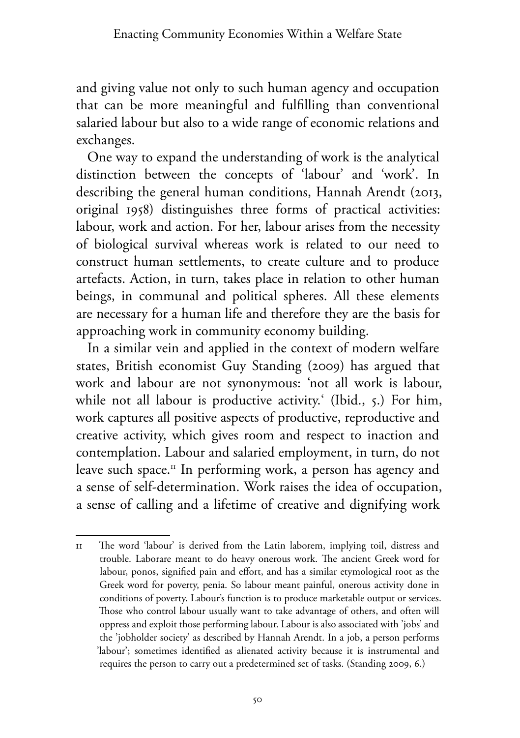and giving value not only to such human agency and occupation that can be more meaningful and fulfilling than conventional salaried labour but also to a wide range of economic relations and exchanges.

One way to expand the understanding of work is the analytical distinction between the concepts of 'labour' and 'work'. In describing the general human conditions, Hannah Arendt (2013, original 1958) distinguishes three forms of practical activities: labour, work and action. For her, labour arises from the necessity of biological survival whereas work is related to our need to construct human settlements, to create culture and to produce artefacts. Action, in turn, takes place in relation to other human beings, in communal and political spheres. All these elements are necessary for a human life and therefore they are the basis for approaching work in community economy building.

In a similar vein and applied in the context of modern welfare states, British economist Guy Standing (2009) has argued that work and labour are not synonymous: 'not all work is labour, while not all labour is productive activity.' (Ibid., 5.) For him, work captures all positive aspects of productive, reproductive and creative activity, which gives room and respect to inaction and contemplation. Labour and salaried employment, in turn, do not leave such space.[11] In performing work, a person has agency and a sense of self-determination. Work raises the idea of occupation, a sense of calling and a lifetime of creative and dignifying work

---

11 The word 'labour' is derived from the Latin laborem, implying toil, distress and trouble. Laborare meant to do heavy onerous work. The ancient Greek word for labour, ponos, signified pain and effort, and has a similar etymological root as the Greek word for poverty, penia. So labour meant painful, onerous activity done in conditions of poverty. Labour's function is to produce marketable output or services. Those who control labour usually want to take advantage of others, and often will oppress and exploit those performing labour. Labour is also associated with 'jobs' and the 'jobholder society' as described by Hannah Arendt. In a job, a person performs 'labour'; sometimes identified as alienated activity because it is instrumental and requires the person to carry out a predetermined set of tasks. (Standing 2009, 6.)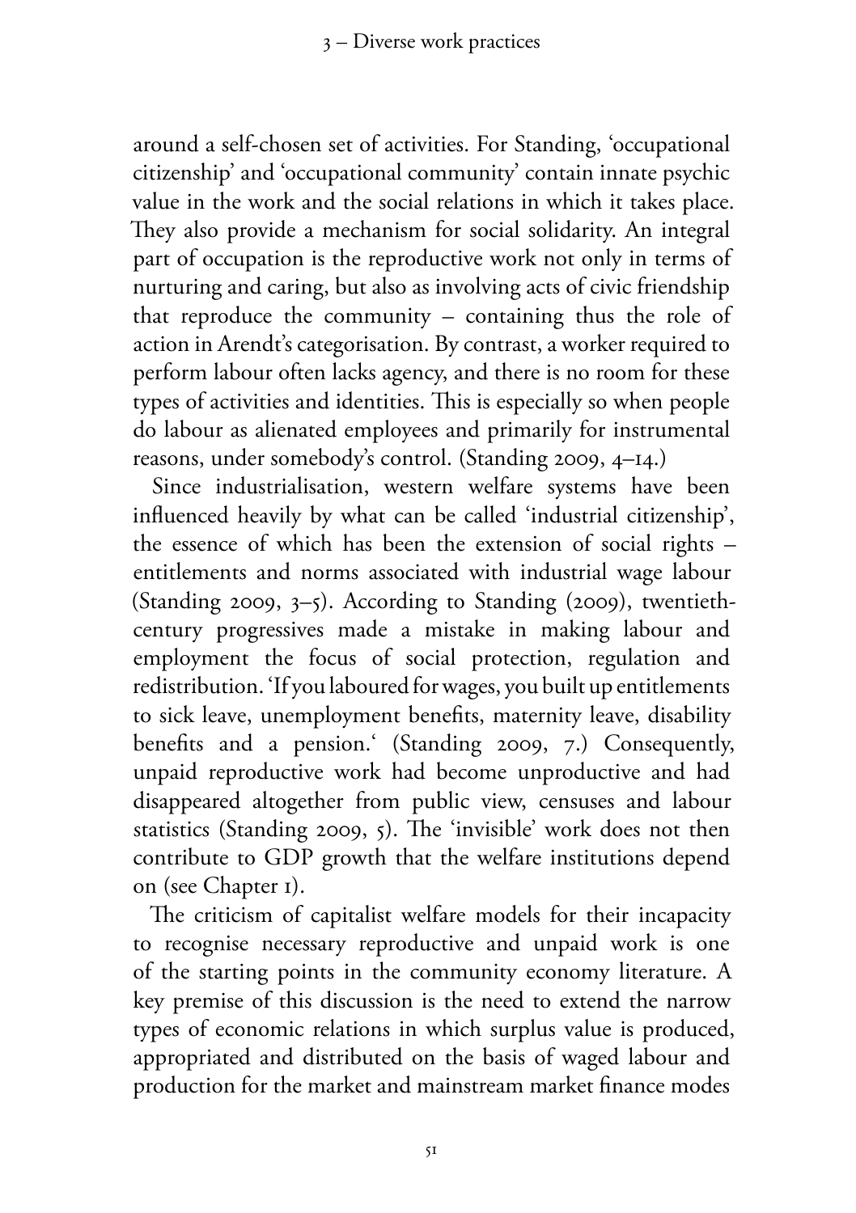around a self-chosen set of activities. For Standing, 'occupational citizenship' and 'occupational community' contain innate psychic value in the work and the social relations in which it takes place. They also provide a mechanism for social solidarity. An integral part of occupation is the reproductive work not only in terms of nurturing and caring, but also as involving acts of civic friendship that reproduce the community – containing thus the role of action in Arendt's categorisation. By contrast, a worker required to perform labour often lacks agency, and there is no room for these types of activities and identities. This is especially so when people do labour as alienated employees and primarily for instrumental reasons, under somebody's control. (Standing 2009, 4–14.)

Since industrialisation, western welfare systems have been influenced heavily by what can be called 'industrial citizenship', the essence of which has been the extension of social rights – entitlements and norms associated with industrial wage labour (Standing 2009, 3–5). According to Standing (2009), twentieth-century progressives made a mistake in making labour and employment the focus of social protection, regulation and redistribution. 'If you laboured for wages, you built up entitlements to sick leave, unemployment benefits, maternity leave, disability benefits and a pension.' (Standing 2009, 7.) Consequently, unpaid reproductive work had become unproductive and had disappeared altogether from public view, censuses and labour statistics (Standing 2009, 5). The 'invisible' work does not then contribute to GDP growth that the welfare institutions depend on (see Chapter 1).

The criticism of capitalist welfare models for their incapacity to recognise necessary reproductive and unpaid work is one of the starting points in the community economy literature. A key premise of this discussion is the need to extend the narrow types of economic relations in which surplus value is produced, appropriated and distributed on the basis of waged labour and production for the market and mainstream market finance modes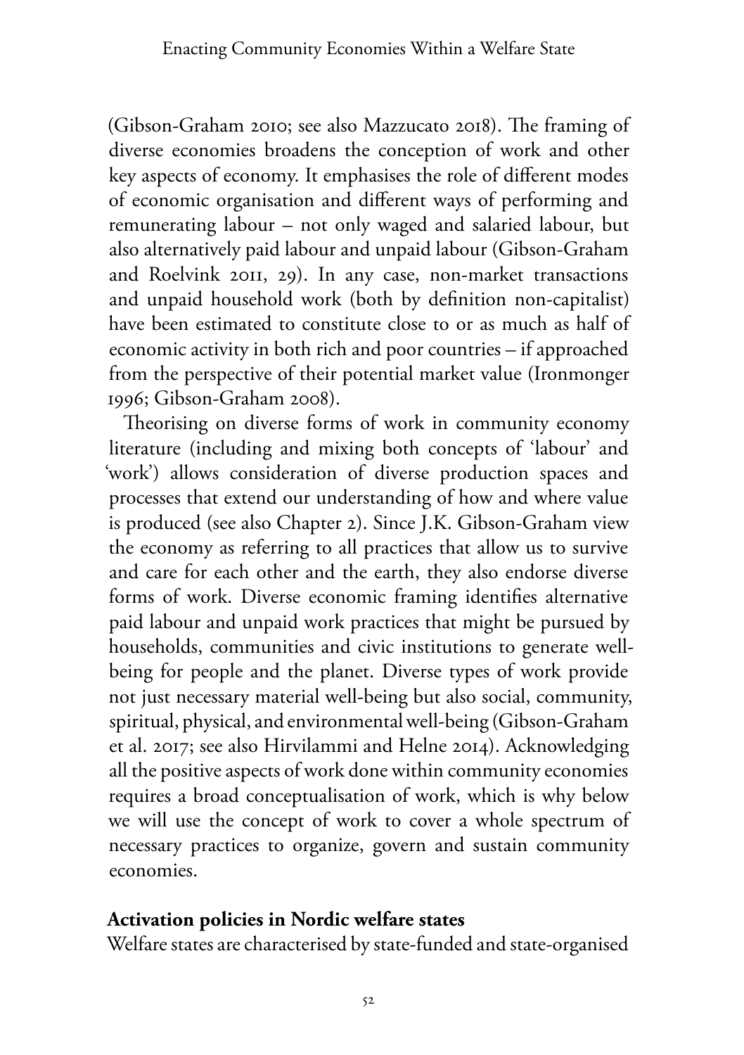(Gibson-Graham 2010; see also Mazzucato 2018). The framing of diverse economies broadens the conception of work and other key aspects of economy. It emphasises the role of different modes of economic organisation and different ways of performing and remunerating labour – not only waged and salaried labour, but also alternatively paid labour and unpaid labour (Gibson-Graham and Roelvink 2011, 29). In any case, non-market transactions and unpaid household work (both by definition non-capitalist) have been estimated to constitute close to or as much as half of economic activity in both rich and poor countries – if approached from the perspective of their potential market value (Ironmonger 1996; Gibson-Graham 2008).

Theorising on diverse forms of work in community economy literature (including and mixing both concepts of 'labour' and 'work') allows consideration of diverse production spaces and processes that extend our understanding of how and where value is produced (see also Chapter 2). Since J.K. Gibson-Graham view the economy as referring to all practices that allow us to survive and care for each other and the earth, they also endorse diverse forms of work. Diverse economic framing identifies alternative paid labour and unpaid work practices that might be pursued by households, communities and civic institutions to generate well-being for people and the planet. Diverse types of work provide not just necessary material well-being but also social, community, spiritual, physical, and environmental well-being (Gibson-Graham et al. 2017; see also Hirvilammi and Helne 2014). Acknowledging all the positive aspects of work done within community economies requires a broad conceptualisation of work, which is why below we will use the concept of work to cover a whole spectrum of necessary practices to organize, govern and sustain community economies.

## Activation policies in Nordic welfare states

Welfare states are characterised by state-funded and state-organised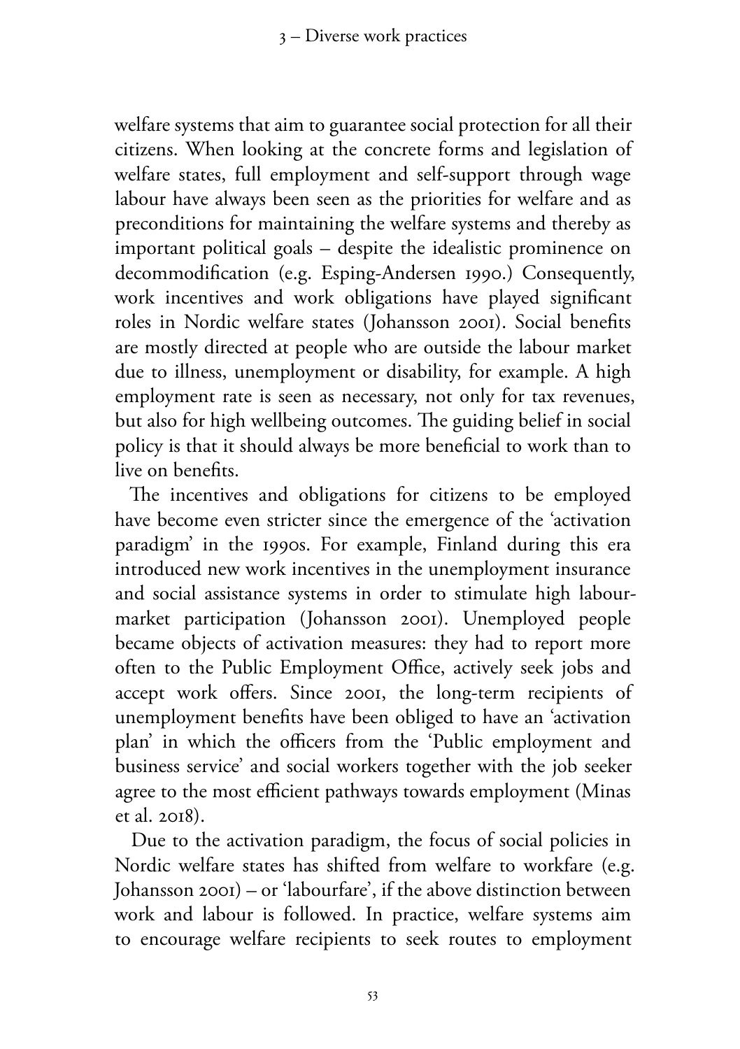welfare systems that aim to guarantee social protection for all their citizens. When looking at the concrete forms and legislation of welfare states, full employment and self-support through wage labour have always been seen as the priorities for welfare and as preconditions for maintaining the welfare systems and thereby as important political goals – despite the idealistic prominence on decommodification (e.g. Esping-Andersen 1990.) Consequently, work incentives and work obligations have played significant roles in Nordic welfare states (Johansson 2001). Social benefits are mostly directed at people who are outside the labour market due to illness, unemployment or disability, for example. A high employment rate is seen as necessary, not only for tax revenues, but also for high wellbeing outcomes. The guiding belief in social policy is that it should always be more beneficial to work than to live on benefits.

The incentives and obligations for citizens to be employed have become even stricter since the emergence of the 'activation paradigm' in the 1990s. For example, Finland during this era introduced new work incentives in the unemployment insurance and social assistance systems in order to stimulate high labour-market participation (Johansson 2001). Unemployed people became objects of activation measures: they had to report more often to the Public Employment Office, actively seek jobs and accept work offers. Since 2001, the long-term recipients of unemployment benefits have been obliged to have an 'activation plan' in which the officers from the 'Public employment and business service' and social workers together with the job seeker agree to the most efficient pathways towards employment (Minas et al. 2018).

Due to the activation paradigm, the focus of social policies in Nordic welfare states has shifted from welfare to workfare (e.g. Johansson 2001) – or 'labourfare', if the above distinction between work and labour is followed. In practice, welfare systems aim to encourage welfare recipients to seek routes to employment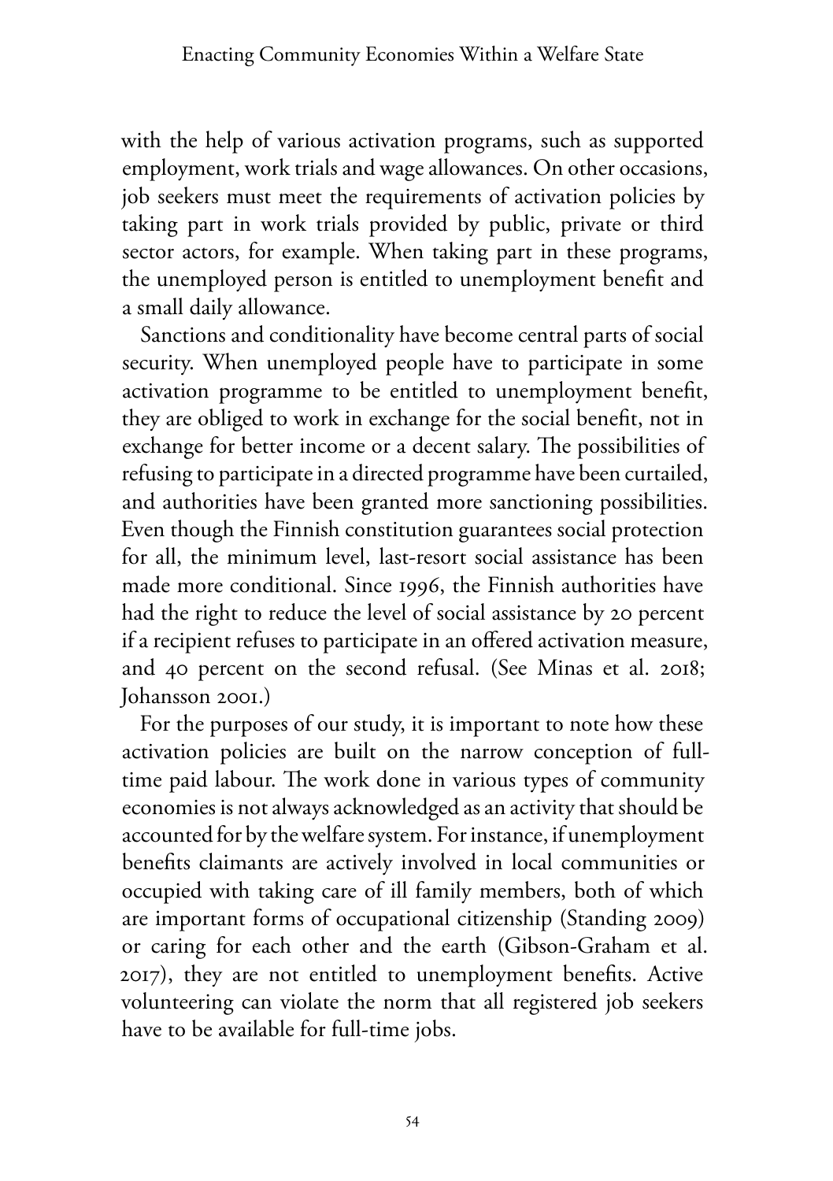with the help of various activation programs, such as supported employment, work trials and wage allowances. On other occasions, job seekers must meet the requirements of activation policies by taking part in work trials provided by public, private or third sector actors, for example. When taking part in these programs, the unemployed person is entitled to unemployment benefit and a small daily allowance.

Sanctions and conditionality have become central parts of social security. When unemployed people have to participate in some activation programme to be entitled to unemployment benefit, they are obliged to work in exchange for the social benefit, not in exchange for better income or a decent salary. The possibilities of refusing to participate in a directed programme have been curtailed, and authorities have been granted more sanctioning possibilities. Even though the Finnish constitution guarantees social protection for all, the minimum level, last-resort social assistance has been made more conditional. Since 1996, the Finnish authorities have had the right to reduce the level of social assistance by 20 percent if a recipient refuses to participate in an offered activation measure, and 40 percent on the second refusal. (See Minas et al. 2018; Johansson 2001.)

For the purposes of our study, it is important to note how these activation policies are built on the narrow conception of full-time paid labour. The work done in various types of community economies is not always acknowledged as an activity that should be accounted for by the welfare system. For instance, if unemployment benefits claimants are actively involved in local communities or occupied with taking care of ill family members, both of which are important forms of occupational citizenship (Standing 2009) or caring for each other and the earth (Gibson-Graham et al. 2017), they are not entitled to unemployment benefits. Active volunteering can violate the norm that all registered job seekers have to be available for full-time jobs.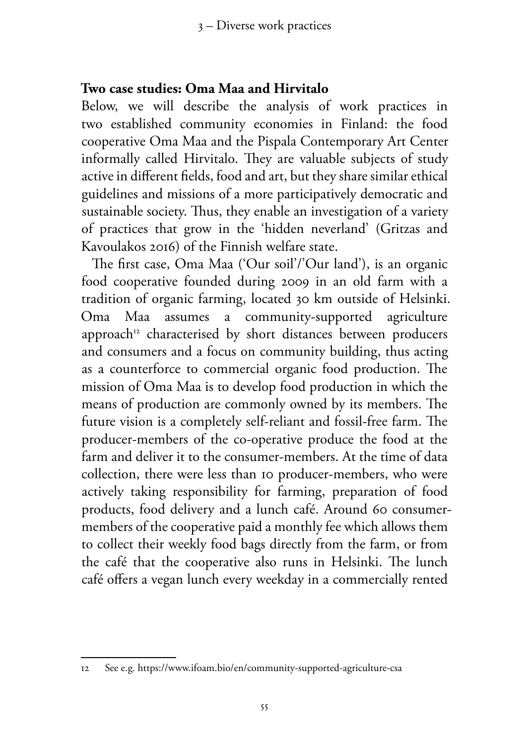## Two case studies: Oma Maa and Hirvitalo

Below, we will describe the analysis of work practices in two established community economies in Finland: the food cooperative Oma Maa and the Pispala Contemporary Art Center informally called Hirvitalo. They are valuable subjects of study active in different fields, food and art, but they share similar ethical guidelines and missions of a more participatively democratic and sustainable society. Thus, they enable an investigation of a variety of practices that grow in the 'hidden neverland' (Gritzas and Kavoulakos 2016) of the Finnish welfare state.

The first case, Oma Maa ('Our soil'/'Our land'), is an organic food cooperative founded during 2009 in an old farm with a tradition of organic farming, located 30 km outside of Helsinki. Oma Maa assumes a community-supported agriculture approach[12] characterised by short distances between producers and consumers and a focus on community building, thus acting as a counterforce to commercial organic food production. The mission of Oma Maa is to develop food production in which the means of production are commonly owned by its members. The future vision is a completely self-reliant and fossil-free farm. The producer-members of the co-operative produce the food at the farm and deliver it to the consumer-members. At the time of data collection, there were less than 10 producer-members, who were actively taking responsibility for farming, preparation of food products, food delivery and a lunch café. Around 60 consumer-members of the cooperative paid a monthly fee which allows them to collect their weekly food bags directly from the farm, or from the café that the cooperative also runs in Helsinki. The lunch café offers a vegan lunch every weekday in a commercially rented

---

12 See e.g. https://www.ifoam.bio/en/community-supported-agriculture-csa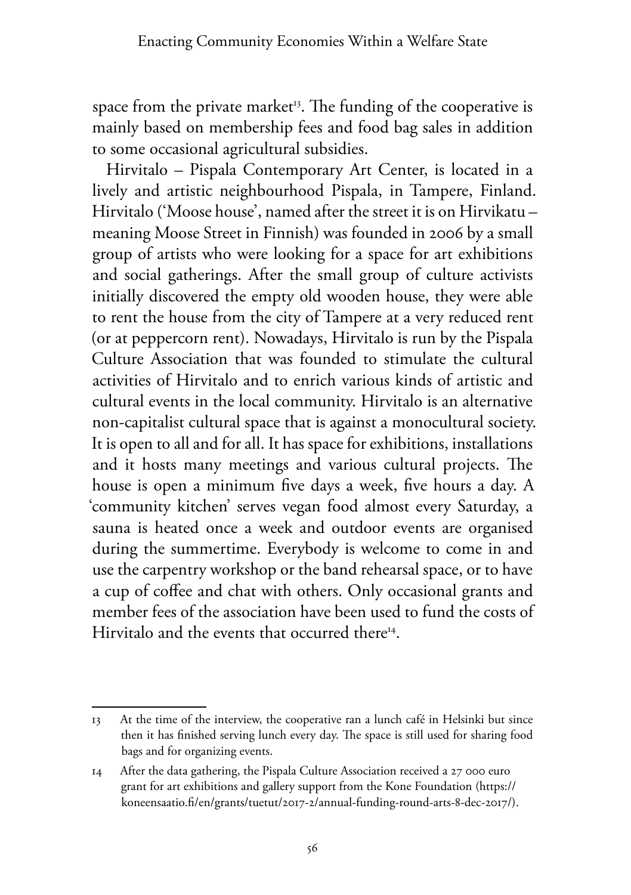space from the private market[13]. The funding of the cooperative is mainly based on membership fees and food bag sales in addition to some occasional agricultural subsidies.

Hirvitalo – Pispala Contemporary Art Center, is located in a lively and artistic neighbourhood Pispala, in Tampere, Finland. Hirvitalo ('Moose house', named after the street it is on Hirvikatu – meaning Moose Street in Finnish) was founded in 2006 by a small group of artists who were looking for a space for art exhibitions and social gatherings. After the small group of culture activists initially discovered the empty old wooden house, they were able to rent the house from the city of Tampere at a very reduced rent (or at peppercorn rent). Nowadays, Hirvitalo is run by the Pispala Culture Association that was founded to stimulate the cultural activities of Hirvitalo and to enrich various kinds of artistic and cultural events in the local community. Hirvitalo is an alternative non-capitalist cultural space that is against a monocultural society. It is open to all and for all. It has space for exhibitions, installations and it hosts many meetings and various cultural projects. The house is open a minimum five days a week, five hours a day. A 'community kitchen' serves vegan food almost every Saturday, a sauna is heated once a week and outdoor events are organised during the summertime. Everybody is welcome to come in and use the carpentry workshop or the band rehearsal space, or to have a cup of coffee and chat with others. Only occasional grants and member fees of the association have been used to fund the costs of Hirvitalo and the events that occurred there[14].

---

13 At the time of the interview, the cooperative ran a lunch café in Helsinki but since then it has finished serving lunch every day. The space is still used for sharing food bags and for organizing events.

14 After the data gathering, the Pispala Culture Association received a 27 000 euro grant for art exhibitions and gallery support from the Kone Foundation (https://koneensaatio.fi/en/grants/tuetut/2017-2/annual-funding-round-arts-8-dec-2017/).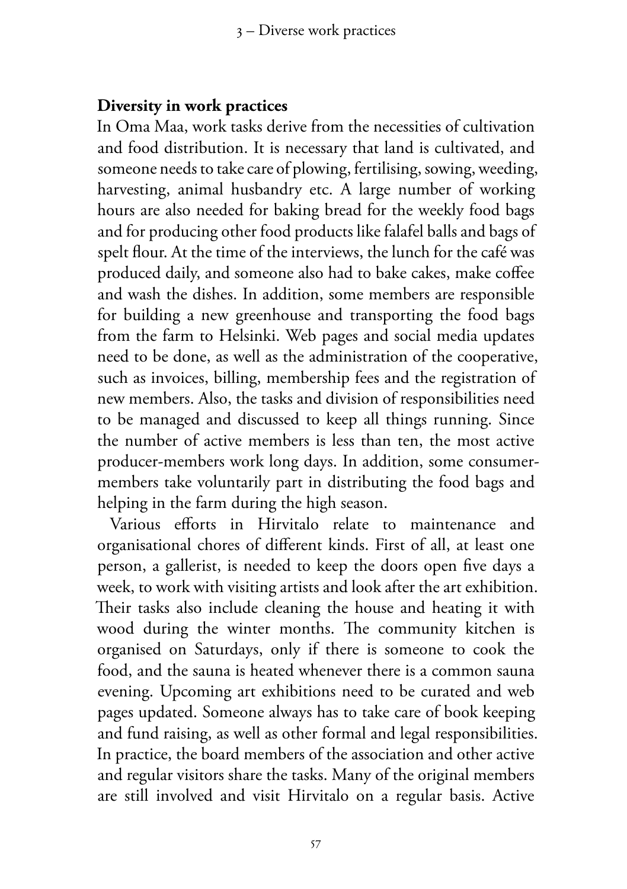## Diversity in work practices

In Oma Maa, work tasks derive from the necessities of cultivation and food distribution. It is necessary that land is cultivated, and someone needs to take care of plowing, fertilising, sowing, weeding, harvesting, animal husbandry etc. A large number of working hours are also needed for baking bread for the weekly food bags and for producing other food products like falafel balls and bags of spelt flour. At the time of the interviews, the lunch for the café was produced daily, and someone also had to bake cakes, make coffee and wash the dishes. In addition, some members are responsible for building a new greenhouse and transporting the food bags from the farm to Helsinki. Web pages and social media updates need to be done, as well as the administration of the cooperative, such as invoices, billing, membership fees and the registration of new members. Also, the tasks and division of responsibilities need to be managed and discussed to keep all things running. Since the number of active members is less than ten, the most active producer-members work long days. In addition, some consumer-members take voluntarily part in distributing the food bags and helping in the farm during the high season.

Various efforts in Hirvitalo relate to maintenance and organisational chores of different kinds. First of all, at least one person, a gallerist, is needed to keep the doors open five days a week, to work with visiting artists and look after the art exhibition. Their tasks also include cleaning the house and heating it with wood during the winter months. The community kitchen is organised on Saturdays, only if there is someone to cook the food, and the sauna is heated whenever there is a common sauna evening. Upcoming art exhibitions need to be curated and web pages updated. Someone always has to take care of book keeping and fund raising, as well as other formal and legal responsibilities. In practice, the board members of the association and other active and regular visitors share the tasks. Many of the original members are still involved and visit Hirvitalo on a regular basis. Active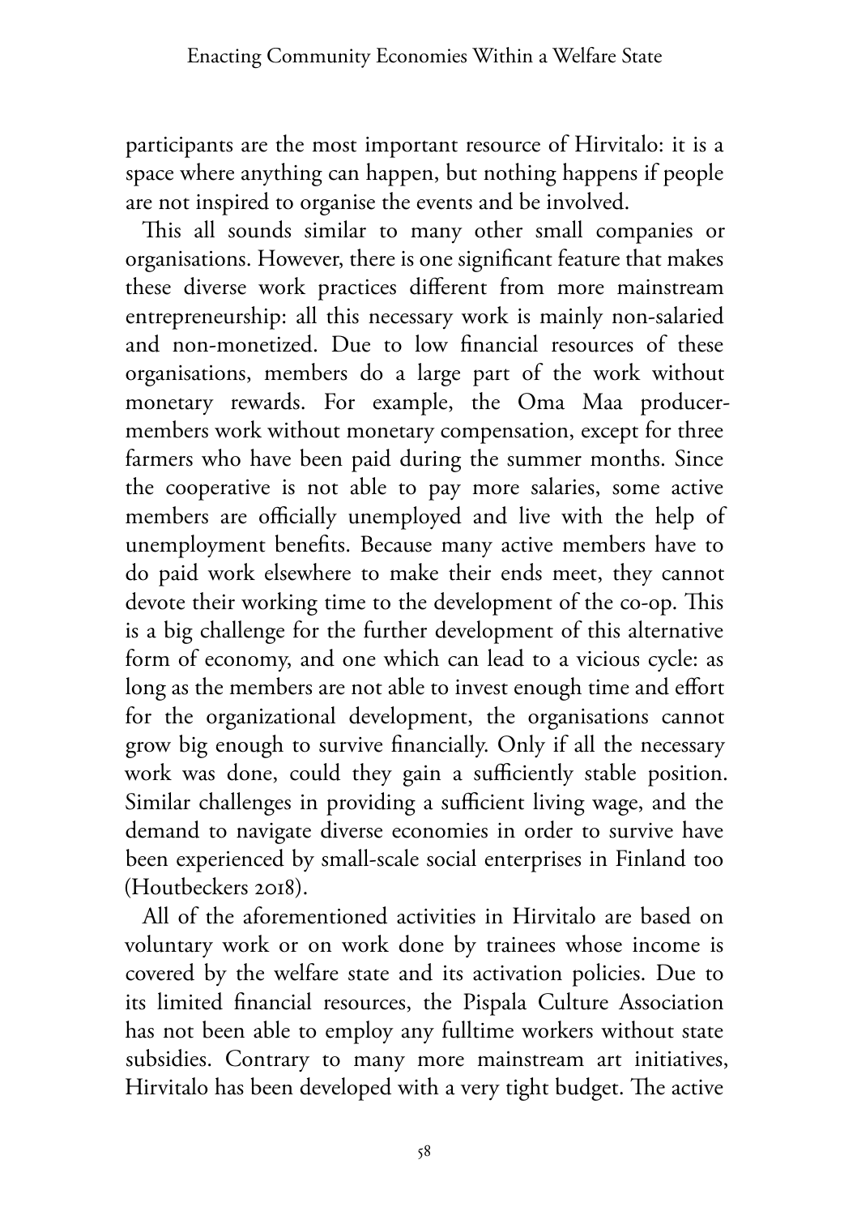participants are the most important resource of Hirvitalo: it is a space where anything can happen, but nothing happens if people are not inspired to organise the events and be involved.

This all sounds similar to many other small companies or organisations. However, there is one significant feature that makes these diverse work practices different from more mainstream entrepreneurship: all this necessary work is mainly non-salaried and non-monetized. Due to low financial resources of these organisations, members do a large part of the work without monetary rewards. For example, the Oma Maa producer-members work without monetary compensation, except for three farmers who have been paid during the summer months. Since the cooperative is not able to pay more salaries, some active members are officially unemployed and live with the help of unemployment benefits. Because many active members have to do paid work elsewhere to make their ends meet, they cannot devote their working time to the development of the co-op. This is a big challenge for the further development of this alternative form of economy, and one which can lead to a vicious cycle: as long as the members are not able to invest enough time and effort for the organizational development, the organisations cannot grow big enough to survive financially. Only if all the necessary work was done, could they gain a sufficiently stable position. Similar challenges in providing a sufficient living wage, and the demand to navigate diverse economies in order to survive have been experienced by small-scale social enterprises in Finland too (Houtbeckers 2018).

All of the aforementioned activities in Hirvitalo are based on voluntary work or on work done by trainees whose income is covered by the welfare state and its activation policies. Due to its limited financial resources, the Pispala Culture Association has not been able to employ any fulltime workers without state subsidies. Contrary to many more mainstream art initiatives, Hirvitalo has been developed with a very tight budget. The active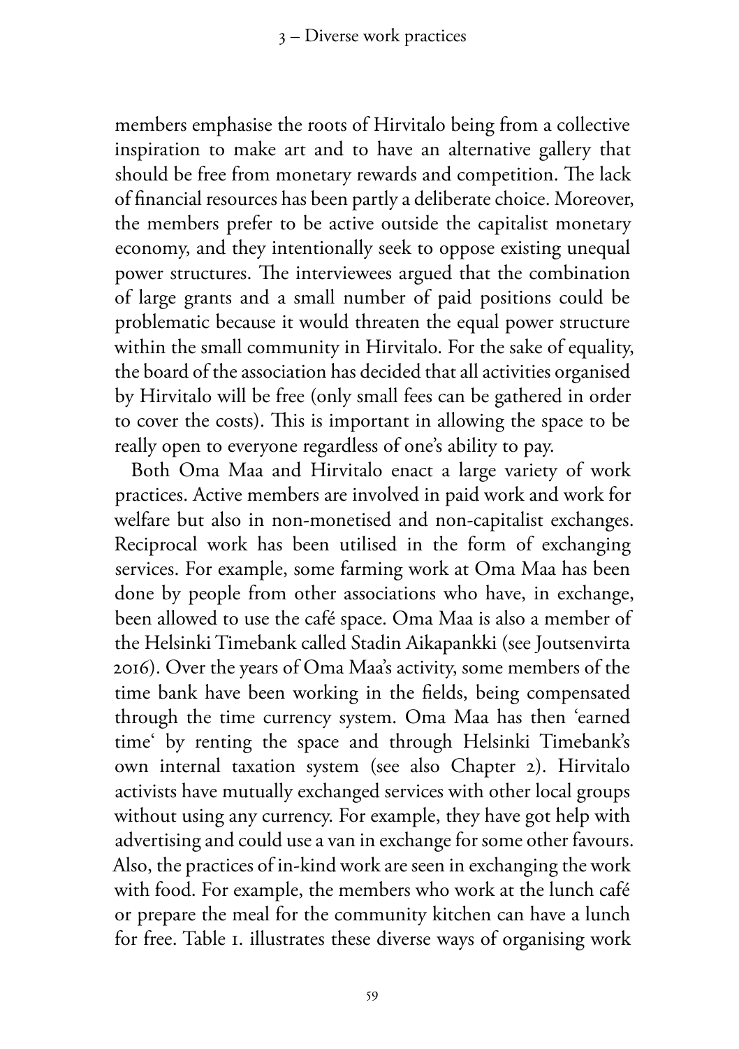members emphasise the roots of Hirvitalo being from a collective inspiration to make art and to have an alternative gallery that should be free from monetary rewards and competition. The lack of financial resources has been partly a deliberate choice. Moreover, the members prefer to be active outside the capitalist monetary economy, and they intentionally seek to oppose existing unequal power structures. The interviewees argued that the combination of large grants and a small number of paid positions could be problematic because it would threaten the equal power structure within the small community in Hirvitalo. For the sake of equality, the board of the association has decided that all activities organised by Hirvitalo will be free (only small fees can be gathered in order to cover the costs). This is important in allowing the space to be really open to everyone regardless of one's ability to pay.

Both Oma Maa and Hirvitalo enact a large variety of work practices. Active members are involved in paid work and work for welfare but also in non-monetised and non-capitalist exchanges. Reciprocal work has been utilised in the form of exchanging services. For example, some farming work at Oma Maa has been done by people from other associations who have, in exchange, been allowed to use the café space. Oma Maa is also a member of the Helsinki Timebank called Stadin Aikapankki (see Joutsenvirta 2016). Over the years of Oma Maa's activity, some members of the time bank have been working in the fields, being compensated through the time currency system. Oma Maa has then 'earned time' by renting the space and through Helsinki Timebank's own internal taxation system (see also Chapter 2). Hirvitalo activists have mutually exchanged services with other local groups without using any currency. For example, they have got help with advertising and could use a van in exchange for some other favours. Also, the practices of in-kind work are seen in exchanging the work with food. For example, the members who work at the lunch café or prepare the meal for the community kitchen can have a lunch for free. Table 1. illustrates these diverse ways of organising work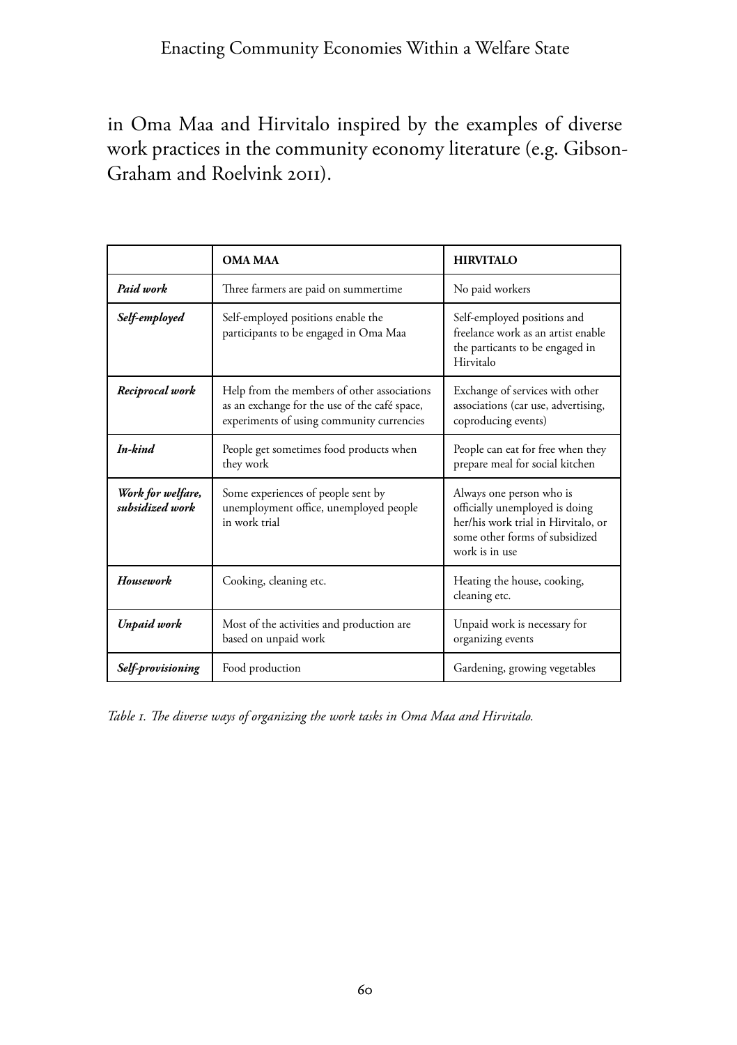in Oma Maa and Hirvitalo inspired by the examples of diverse work practices in the community economy literature (e.g. Gibson-Graham and Roelvink 2011).

| | **OMA MAA** | **HIRVITALO** |
|---|---|---|
| ***Paid work*** | Three farmers are paid on summertime | No paid workers |
| ***Self-employed*** | Self-employed positions enable the participants to be engaged in Oma Maa | Self-employed positions and freelance work as an artist enable the particants to be engaged in Hirvitalo |
| ***Reciprocal work*** | Help from the members of other associations as an exchange for the use of the café space, experiments of using community currencies | Exchange of services with other associations (car use, advertising, coproducing events) |
| ***In-kind*** | People get sometimes food products when they work | People can eat for free when they prepare meal for social kitchen |
| ***Work for welfare, subsidized work*** | Some experiences of people sent by unemployment office, unemployed people in work trial | Always one person who is officially unemployed is doing her/his work trial in Hirvitalo, or some other forms of subsidized work is in use |
| ***Housework*** | Cooking, cleaning etc. | Heating the house, cooking, cleaning etc. |
| ***Unpaid work*** | Most of the activities and production are based on unpaid work | Unpaid work is necessary for organizing events |
| ***Self-provisioning*** | Food production | Gardening, growing vegetables |

*Table 1. The diverse ways of organizing the work tasks in Oma Maa and Hirvitalo.*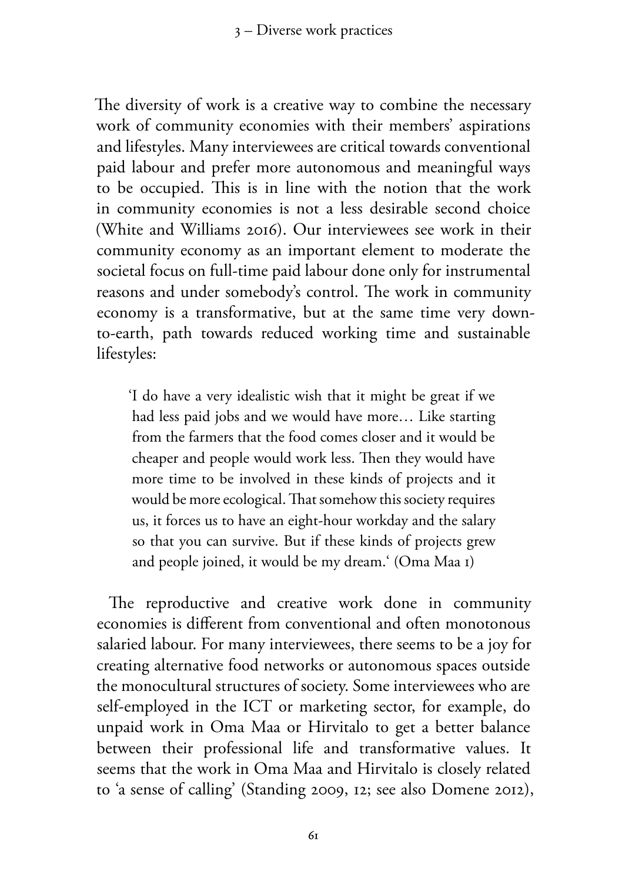The diversity of work is a creative way to combine the necessary work of community economies with their members' aspirations and lifestyles. Many interviewees are critical towards conventional paid labour and prefer more autonomous and meaningful ways to be occupied. This is in line with the notion that the work in community economies is not a less desirable second choice (White and Williams 2016). Our interviewees see work in their community economy as an important element to moderate the societal focus on full-time paid labour done only for instrumental reasons and under somebody's control. The work in community economy is a transformative, but at the same time very down-to-earth, path towards reduced working time and sustainable lifestyles:

> 'I do have a very idealistic wish that it might be great if we had less paid jobs and we would have more… Like starting from the farmers that the food comes closer and it would be cheaper and people would work less. Then they would have more time to be involved in these kinds of projects and it would be more ecological. That somehow this society requires us, it forces us to have an eight-hour workday and the salary so that you can survive. But if these kinds of projects grew and people joined, it would be my dream.' (Oma Maa 1)

The reproductive and creative work done in community economies is different from conventional and often monotonous salaried labour. For many interviewees, there seems to be a joy for creating alternative food networks or autonomous spaces outside the monocultural structures of society. Some interviewees who are self-employed in the ICT or marketing sector, for example, do unpaid work in Oma Maa or Hirvitalo to get a better balance between their professional life and transformative values. It seems that the work in Oma Maa and Hirvitalo is closely related to 'a sense of calling' (Standing 2009, 12; see also Domene 2012),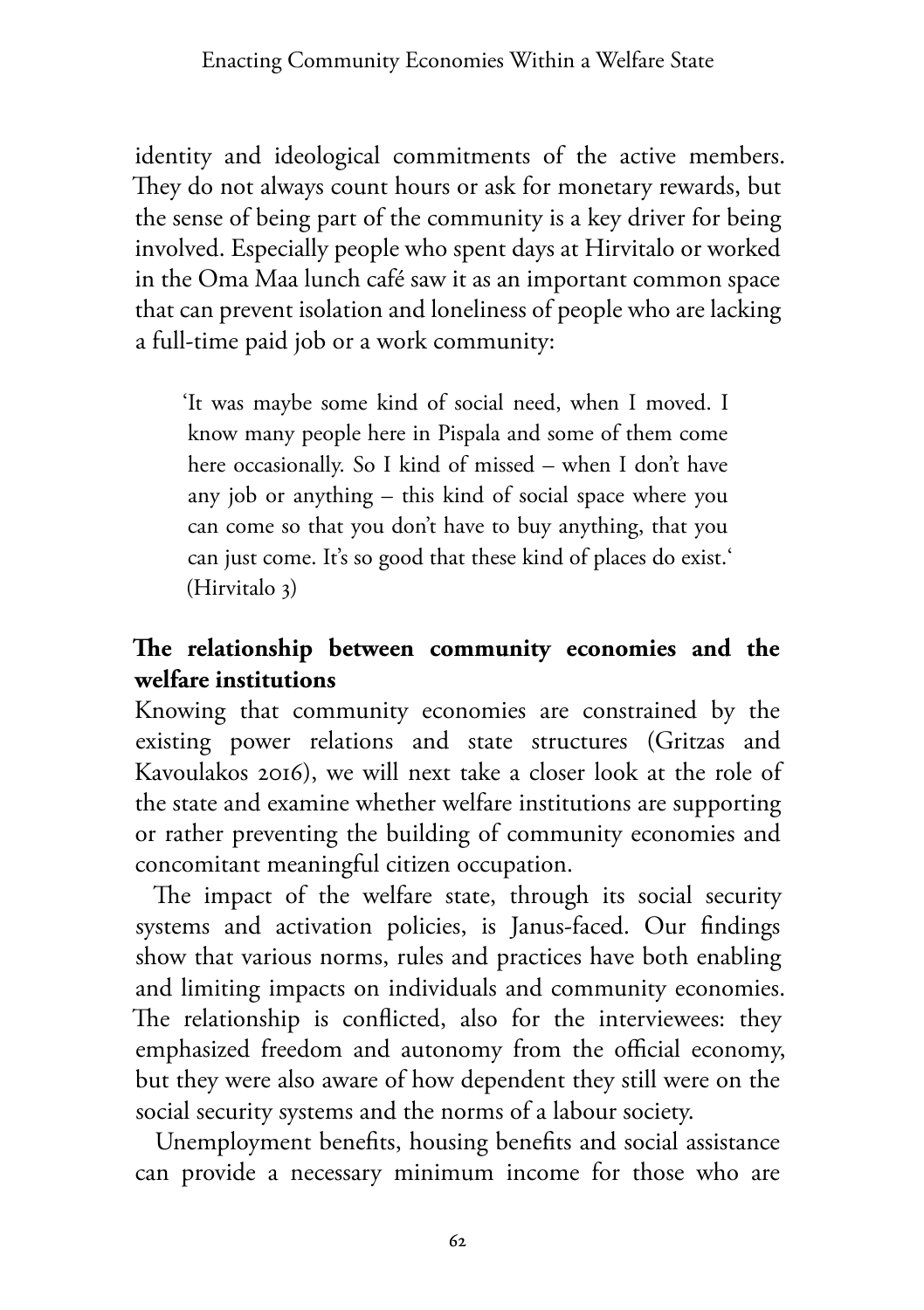identity and ideological commitments of the active members. They do not always count hours or ask for monetary rewards, but the sense of being part of the community is a key driver for being involved. Especially people who spent days at Hirvitalo or worked in the Oma Maa lunch café saw it as an important common space that can prevent isolation and loneliness of people who are lacking a full-time paid job or a work community:

> 'It was maybe some kind of social need, when I moved. I know many people here in Pispala and some of them come here occasionally. So I kind of missed – when I don't have any job or anything – this kind of social space where you can come so that you don't have to buy anything, that you can just come. It's so good that these kind of places do exist.' (Hirvitalo 3)

## The relationship between community economies and the welfare institutions

Knowing that community economies are constrained by the existing power relations and state structures (Gritzas and Kavoulakos 2016), we will next take a closer look at the role of the state and examine whether welfare institutions are supporting or rather preventing the building of community economies and concomitant meaningful citizen occupation.

The impact of the welfare state, through its social security systems and activation policies, is Janus-faced. Our findings show that various norms, rules and practices have both enabling and limiting impacts on individuals and community economies. The relationship is conflicted, also for the interviewees: they emphasized freedom and autonomy from the official economy, but they were also aware of how dependent they still were on the social security systems and the norms of a labour society.

Unemployment benefits, housing benefits and social assistance can provide a necessary minimum income for those who are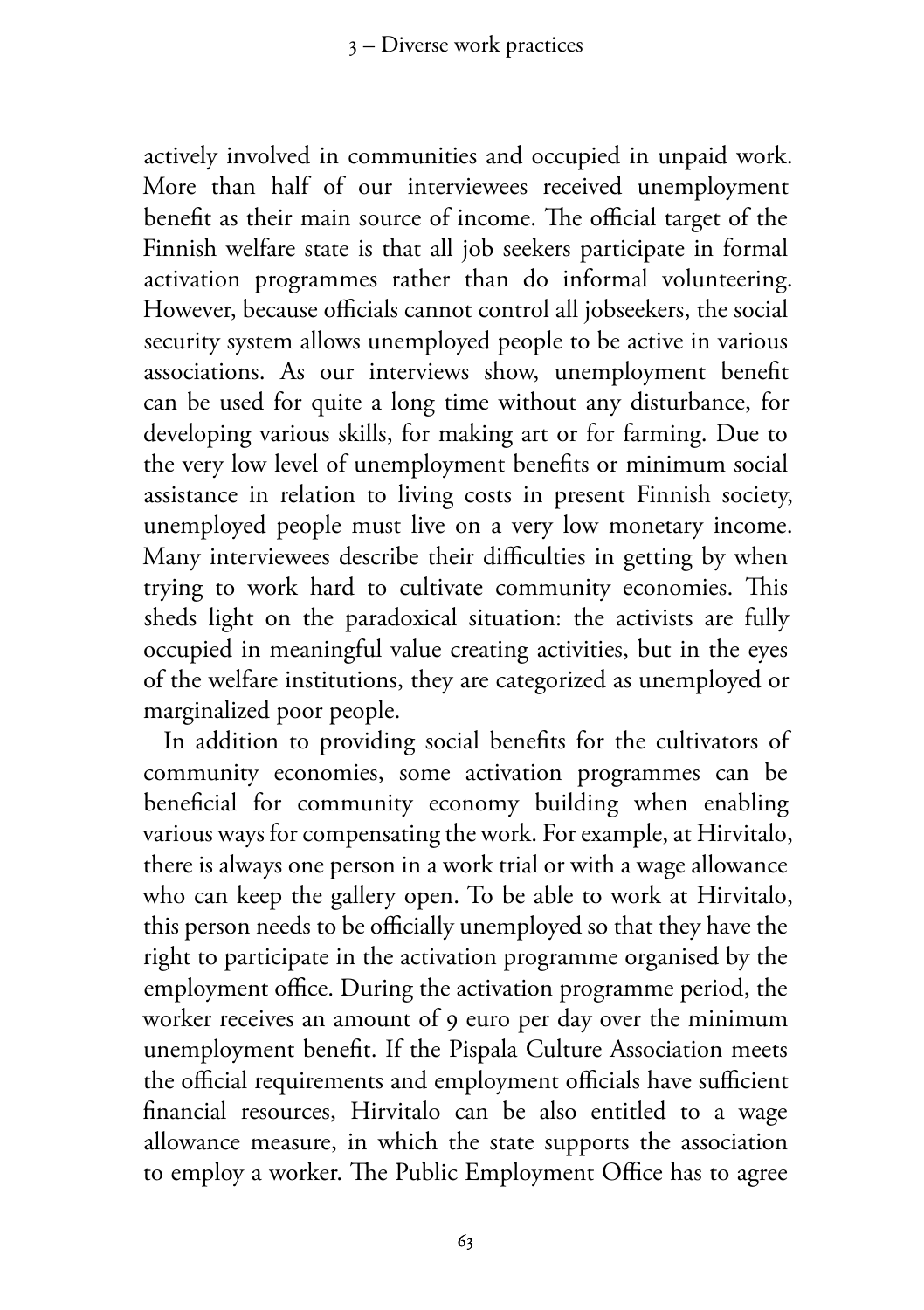actively involved in communities and occupied in unpaid work. More than half of our interviewees received unemployment benefit as their main source of income. The official target of the Finnish welfare state is that all job seekers participate in formal activation programmes rather than do informal volunteering. However, because officials cannot control all jobseekers, the social security system allows unemployed people to be active in various associations. As our interviews show, unemployment benefit can be used for quite a long time without any disturbance, for developing various skills, for making art or for farming. Due to the very low level of unemployment benefits or minimum social assistance in relation to living costs in present Finnish society, unemployed people must live on a very low monetary income. Many interviewees describe their difficulties in getting by when trying to work hard to cultivate community economies. This sheds light on the paradoxical situation: the activists are fully occupied in meaningful value creating activities, but in the eyes of the welfare institutions, they are categorized as unemployed or marginalized poor people.

In addition to providing social benefits for the cultivators of community economies, some activation programmes can be beneficial for community economy building when enabling various ways for compensating the work. For example, at Hirvitalo, there is always one person in a work trial or with a wage allowance who can keep the gallery open. To be able to work at Hirvitalo, this person needs to be officially unemployed so that they have the right to participate in the activation programme organised by the employment office. During the activation programme period, the worker receives an amount of 9 euro per day over the minimum unemployment benefit. If the Pispala Culture Association meets the official requirements and employment officials have sufficient financial resources, Hirvitalo can be also entitled to a wage allowance measure, in which the state supports the association to employ a worker. The Public Employment Office has to agree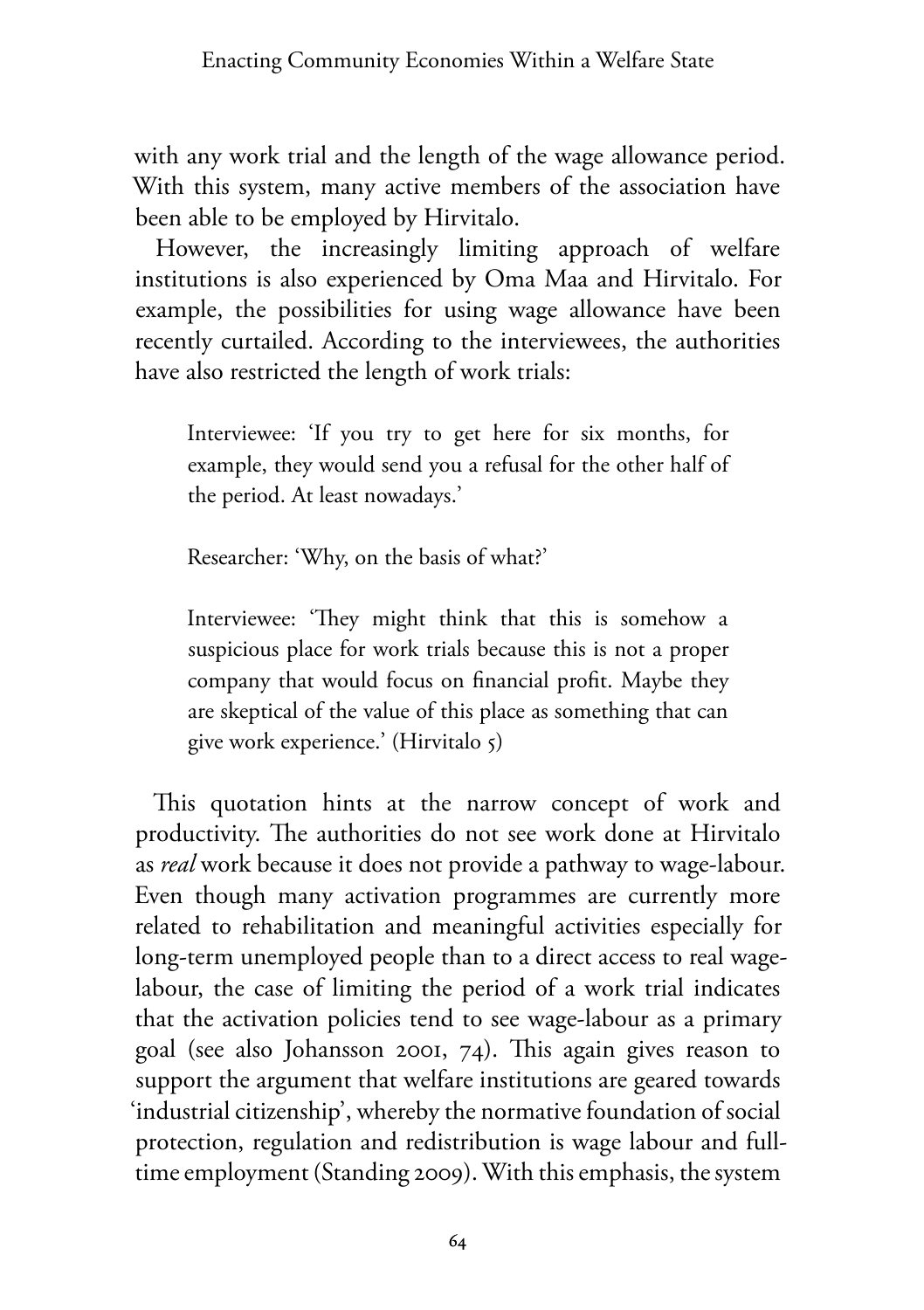with any work trial and the length of the wage allowance period. With this system, many active members of the association have been able to be employed by Hirvitalo.

However, the increasingly limiting approach of welfare institutions is also experienced by Oma Maa and Hirvitalo. For example, the possibilities for using wage allowance have been recently curtailed. According to the interviewees, the authorities have also restricted the length of work trials:

> Interviewee: 'If you try to get here for six months, for example, they would send you a refusal for the other half of the period. At least nowadays.'
>
> Researcher: 'Why, on the basis of what?'
>
> Interviewee: 'They might think that this is somehow a suspicious place for work trials because this is not a proper company that would focus on financial profit. Maybe they are skeptical of the value of this place as something that can give work experience.' (Hirvitalo 5)

This quotation hints at the narrow concept of work and productivity. The authorities do not see work done at Hirvitalo as *real* work because it does not provide a pathway to wage-labour. Even though many activation programmes are currently more related to rehabilitation and meaningful activities especially for long-term unemployed people than to a direct access to real wage-labour, the case of limiting the period of a work trial indicates that the activation policies tend to see wage-labour as a primary goal (see also Johansson 2001, 74). This again gives reason to support the argument that welfare institutions are geared towards 'industrial citizenship', whereby the normative foundation of social protection, regulation and redistribution is wage labour and full-time employment (Standing 2009). With this emphasis, the system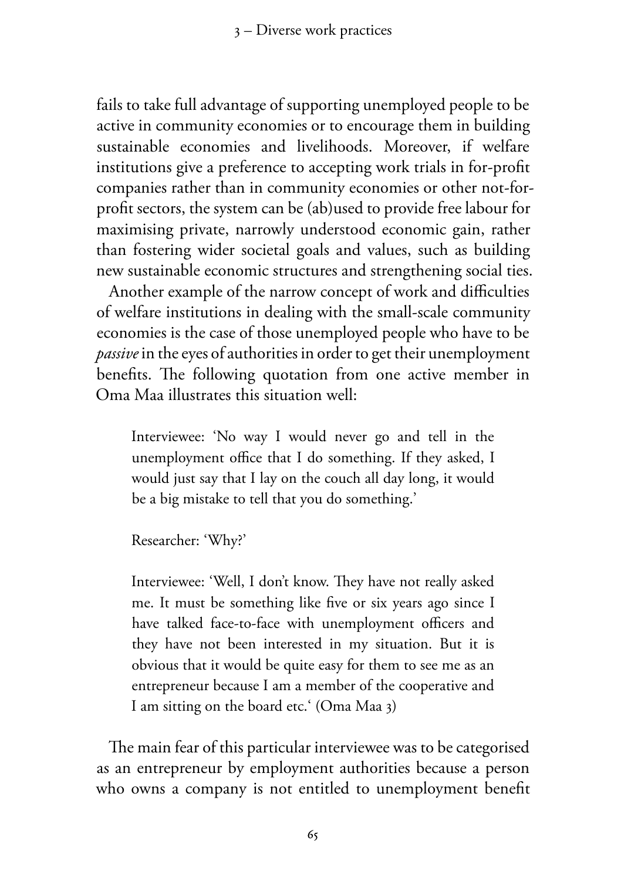fails to take full advantage of supporting unemployed people to be active in community economies or to encourage them in building sustainable economies and livelihoods. Moreover, if welfare institutions give a preference to accepting work trials in for-profit companies rather than in community economies or other not-for-profit sectors, the system can be (ab)used to provide free labour for maximising private, narrowly understood economic gain, rather than fostering wider societal goals and values, such as building new sustainable economic structures and strengthening social ties.

Another example of the narrow concept of work and difficulties of welfare institutions in dealing with the small-scale community economies is the case of those unemployed people who have to be *passive* in the eyes of authorities in order to get their unemployment benefits. The following quotation from one active member in Oma Maa illustrates this situation well:

> Interviewee: 'No way I would never go and tell in the unemployment office that I do something. If they asked, I would just say that I lay on the couch all day long, it would be a big mistake to tell that you do something.'
>
> Researcher: 'Why?'
>
> Interviewee: 'Well, I don't know. They have not really asked me. It must be something like five or six years ago since I have talked face-to-face with unemployment officers and they have not been interested in my situation. But it is obvious that it would be quite easy for them to see me as an entrepreneur because I am a member of the cooperative and I am sitting on the board etc.' (Oma Maa 3)

The main fear of this particular interviewee was to be categorised as an entrepreneur by employment authorities because a person who owns a company is not entitled to unemployment benefit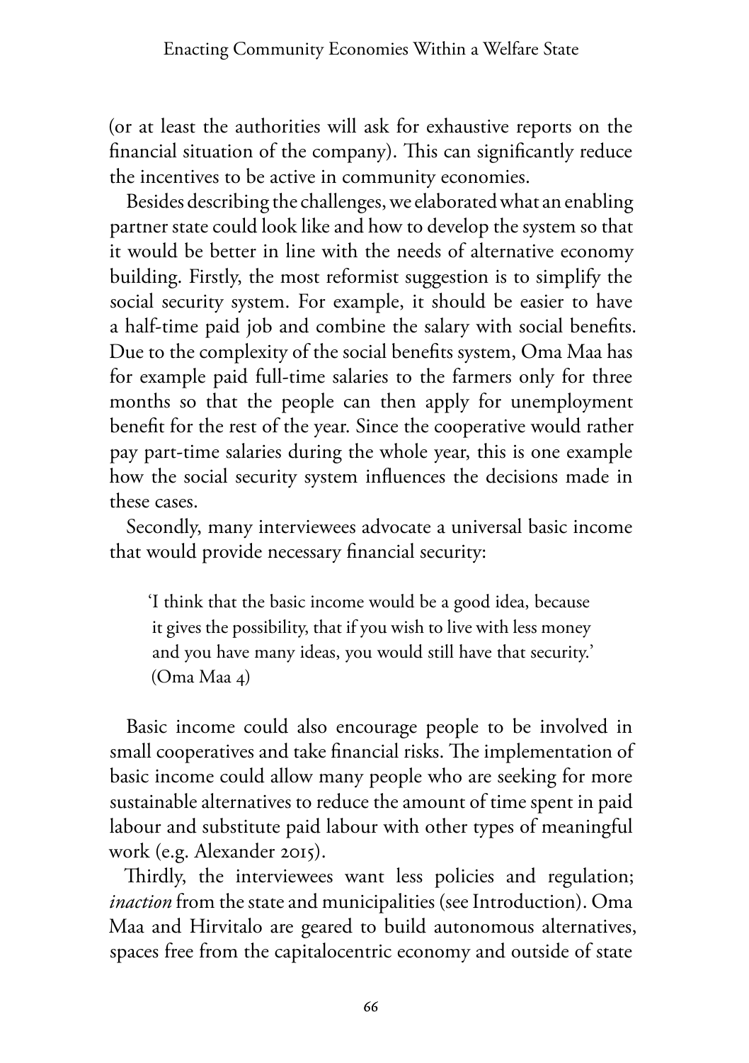(or at least the authorities will ask for exhaustive reports on the financial situation of the company). This can significantly reduce the incentives to be active in community economies.

Besides describing the challenges, we elaborated what an enabling partner state could look like and how to develop the system so that it would be better in line with the needs of alternative economy building. Firstly, the most reformist suggestion is to simplify the social security system. For example, it should be easier to have a half-time paid job and combine the salary with social benefits. Due to the complexity of the social benefits system, Oma Maa has for example paid full-time salaries to the farmers only for three months so that the people can then apply for unemployment benefit for the rest of the year. Since the cooperative would rather pay part-time salaries during the whole year, this is one example how the social security system influences the decisions made in these cases.

Secondly, many interviewees advocate a universal basic income that would provide necessary financial security:

> 'I think that the basic income would be a good idea, because it gives the possibility, that if you wish to live with less money and you have many ideas, you would still have that security.' (Oma Maa 4)

Basic income could also encourage people to be involved in small cooperatives and take financial risks. The implementation of basic income could allow many people who are seeking for more sustainable alternatives to reduce the amount of time spent in paid labour and substitute paid labour with other types of meaningful work (e.g. Alexander 2015).

Thirdly, the interviewees want less policies and regulation; *inaction* from the state and municipalities (see Introduction). Oma Maa and Hirvitalo are geared to build autonomous alternatives, spaces free from the capitalocentric economy and outside of state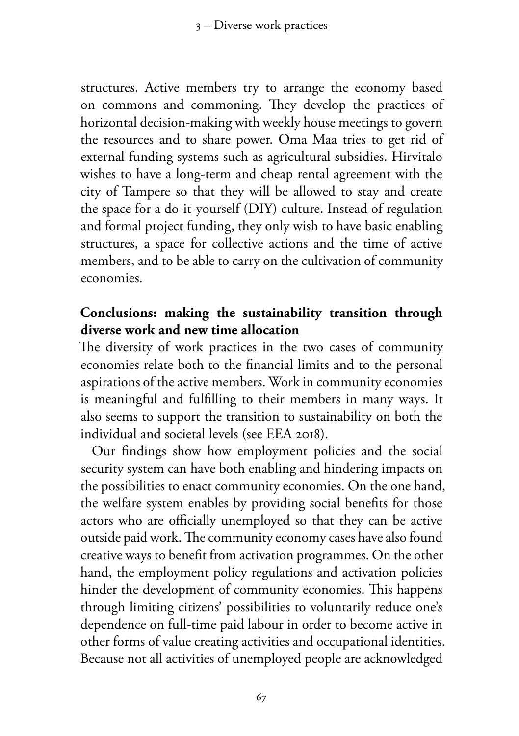structures. Active members try to arrange the economy based on commons and commoning. They develop the practices of horizontal decision-making with weekly house meetings to govern the resources and to share power. Oma Maa tries to get rid of external funding systems such as agricultural subsidies. Hirvitalo wishes to have a long-term and cheap rental agreement with the city of Tampere so that they will be allowed to stay and create the space for a do-it-yourself (DIY) culture. Instead of regulation and formal project funding, they only wish to have basic enabling structures, a space for collective actions and the time of active members, and to be able to carry on the cultivation of community economies.

## Conclusions: making the sustainability transition through diverse work and new time allocation

The diversity of work practices in the two cases of community economies relate both to the financial limits and to the personal aspirations of the active members. Work in community economies is meaningful and fulfilling to their members in many ways. It also seems to support the transition to sustainability on both the individual and societal levels (see EEA 2018).

Our findings show how employment policies and the social security system can have both enabling and hindering impacts on the possibilities to enact community economies. On the one hand, the welfare system enables by providing social benefits for those actors who are officially unemployed so that they can be active outside paid work. The community economy cases have also found creative ways to benefit from activation programmes. On the other hand, the employment policy regulations and activation policies hinder the development of community economies. This happens through limiting citizens' possibilities to voluntarily reduce one's dependence on full-time paid labour in order to become active in other forms of value creating activities and occupational identities. Because not all activities of unemployed people are acknowledged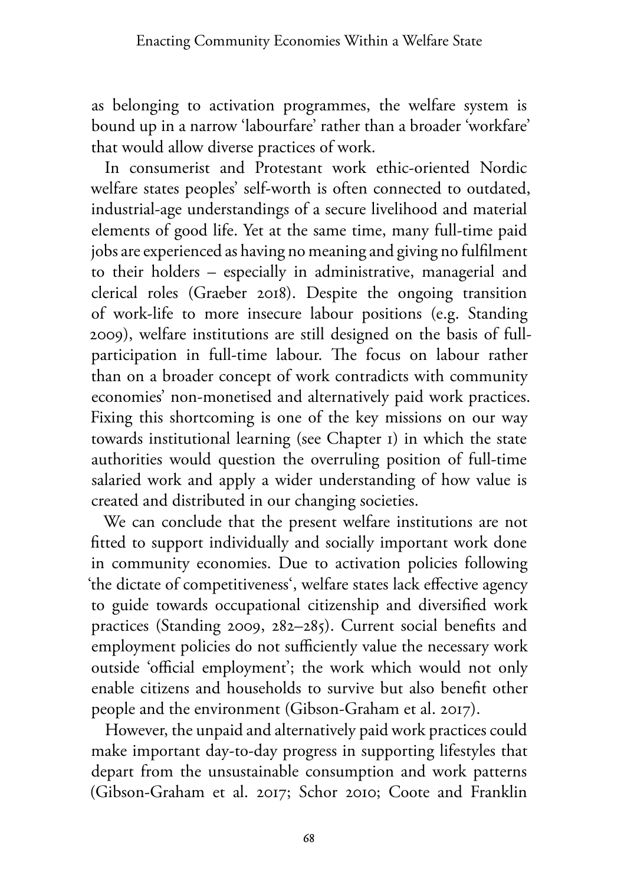as belonging to activation programmes, the welfare system is bound up in a narrow 'labourfare' rather than a broader 'workfare' that would allow diverse practices of work.

In consumerist and Protestant work ethic-oriented Nordic welfare states peoples' self-worth is often connected to outdated, industrial-age understandings of a secure livelihood and material elements of good life. Yet at the same time, many full-time paid jobs are experienced as having no meaning and giving no fulfilment to their holders – especially in administrative, managerial and clerical roles (Graeber 2018). Despite the ongoing transition of work-life to more insecure labour positions (e.g. Standing 2009), welfare institutions are still designed on the basis of full-participation in full-time labour. The focus on labour rather than on a broader concept of work contradicts with community economies' non-monetised and alternatively paid work practices. Fixing this shortcoming is one of the key missions on our way towards institutional learning (see Chapter 1) in which the state authorities would question the overruling position of full-time salaried work and apply a wider understanding of how value is created and distributed in our changing societies.

We can conclude that the present welfare institutions are not fitted to support individually and socially important work done in community economies. Due to activation policies following 'the dictate of competitiveness', welfare states lack effective agency to guide towards occupational citizenship and diversified work practices (Standing 2009, 282–285). Current social benefits and employment policies do not sufficiently value the necessary work outside 'official employment'; the work which would not only enable citizens and households to survive but also benefit other people and the environment (Gibson-Graham et al. 2017).

However, the unpaid and alternatively paid work practices could make important day-to-day progress in supporting lifestyles that depart from the unsustainable consumption and work patterns (Gibson-Graham et al. 2017; Schor 2010; Coote and Franklin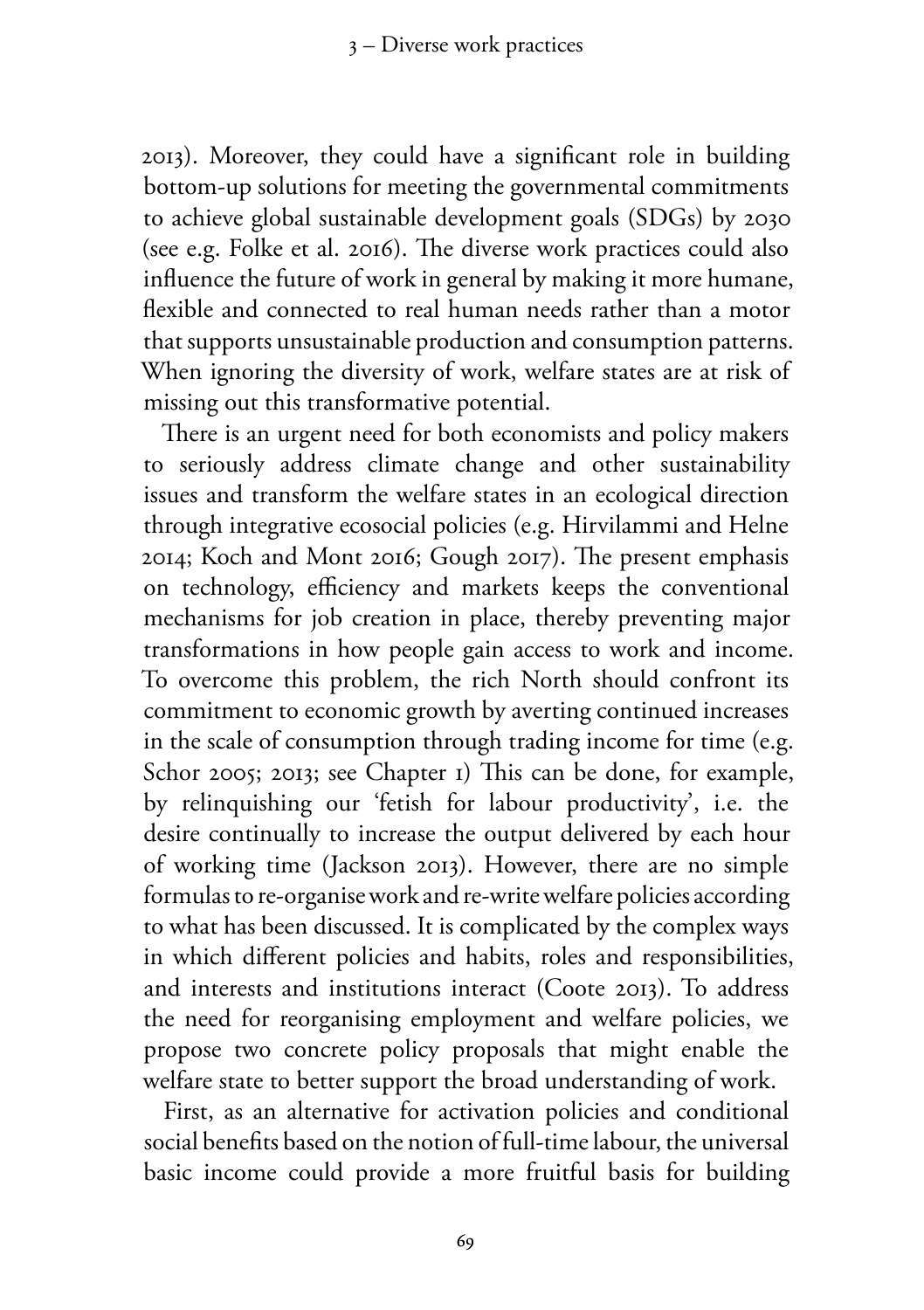2013). Moreover, they could have a significant role in building bottom-up solutions for meeting the governmental commitments to achieve global sustainable development goals (SDGs) by 2030 (see e.g. Folke et al. 2016). The diverse work practices could also influence the future of work in general by making it more humane, flexible and connected to real human needs rather than a motor that supports unsustainable production and consumption patterns. When ignoring the diversity of work, welfare states are at risk of missing out this transformative potential.

There is an urgent need for both economists and policy makers to seriously address climate change and other sustainability issues and transform the welfare states in an ecological direction through integrative ecosocial policies (e.g. Hirvilammi and Helne 2014; Koch and Mont 2016; Gough 2017). The present emphasis on technology, efficiency and markets keeps the conventional mechanisms for job creation in place, thereby preventing major transformations in how people gain access to work and income. To overcome this problem, the rich North should confront its commitment to economic growth by averting continued increases in the scale of consumption through trading income for time (e.g. Schor 2005; 2013; see Chapter 1) This can be done, for example, by relinquishing our 'fetish for labour productivity', i.e. the desire continually to increase the output delivered by each hour of working time (Jackson 2013). However, there are no simple formulas to re-organise work and re-write welfare policies according to what has been discussed. It is complicated by the complex ways in which different policies and habits, roles and responsibilities, and interests and institutions interact (Coote 2013). To address the need for reorganising employment and welfare policies, we propose two concrete policy proposals that might enable the welfare state to better support the broad understanding of work.

First, as an alternative for activation policies and conditional social benefits based on the notion of full-time labour, the universal basic income could provide a more fruitful basis for building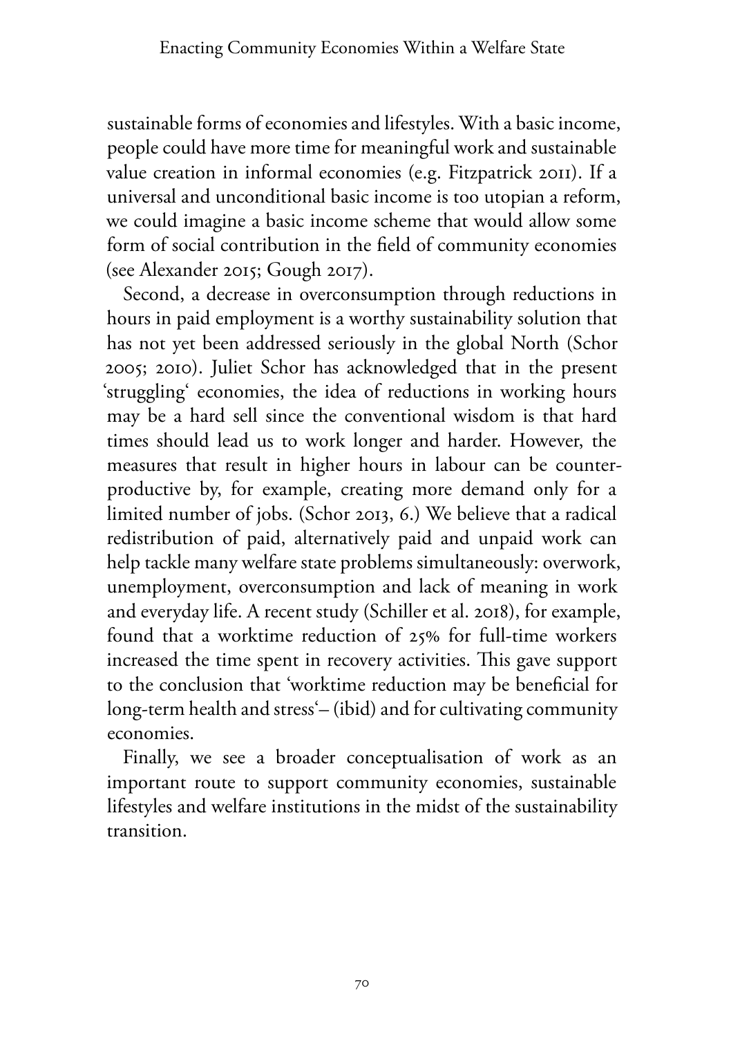sustainable forms of economies and lifestyles. With a basic income, people could have more time for meaningful work and sustainable value creation in informal economies (e.g. Fitzpatrick 2011). If a universal and unconditional basic income is too utopian a reform, we could imagine a basic income scheme that would allow some form of social contribution in the field of community economies (see Alexander 2015; Gough 2017).

Second, a decrease in overconsumption through reductions in hours in paid employment is a worthy sustainability solution that has not yet been addressed seriously in the global North (Schor 2005; 2010). Juliet Schor has acknowledged that in the present 'struggling' economies, the idea of reductions in working hours may be a hard sell since the conventional wisdom is that hard times should lead us to work longer and harder. However, the measures that result in higher hours in labour can be counter-productive by, for example, creating more demand only for a limited number of jobs. (Schor 2013, 6.) We believe that a radical redistribution of paid, alternatively paid and unpaid work can help tackle many welfare state problems simultaneously: overwork, unemployment, overconsumption and lack of meaning in work and everyday life. A recent study (Schiller et al. 2018), for example, found that a worktime reduction of 25% for full-time workers increased the time spent in recovery activities. This gave support to the conclusion that 'worktime reduction may be beneficial for long-term health and stress'– (ibid) and for cultivating community economies.

Finally, we see a broader conceptualisation of work as an important route to support community economies, sustainable lifestyles and welfare institutions in the midst of the sustainability transition.